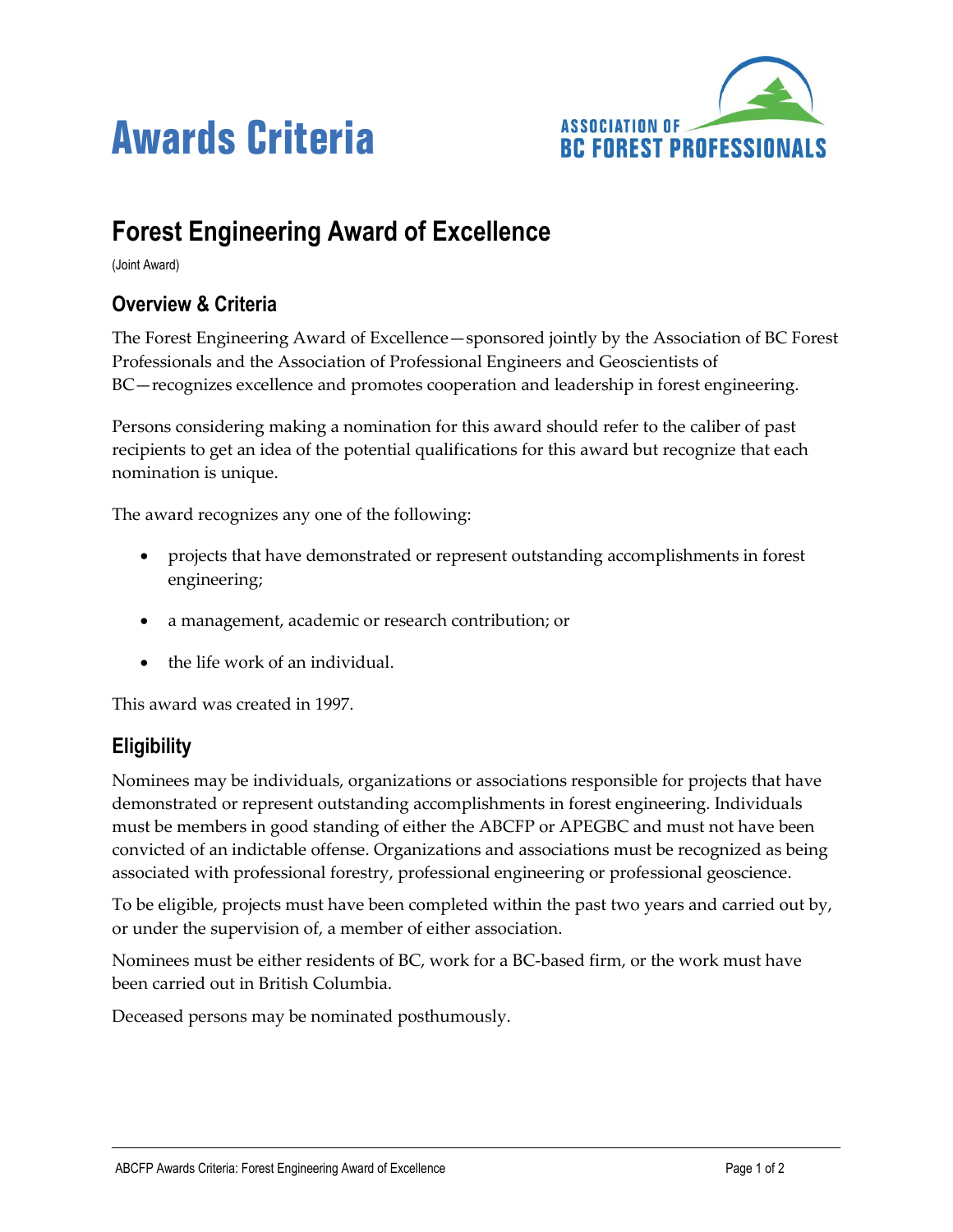# Awards Criteria

ASSOCIATION OF BC FOREST PROFESSIONALS

## Forest Engineering Award of Excellence

(Joint Award)

### Overview & Criteria

The Forest Engineering Award of Excellence—sponsored jointly by the Association of BC Forest Professionals and the Association of Professional Engineers and Geoscientists of BC—recognizes excellence and promotes cooperation and leadership in forest engineering.

Persons considering making a nomination for this award should refer to the caliber of past recipients to get an idea of the potential qualifications for this award but recognize that each nomination is unique.

The award recognizes any one of the following:

- projects that have demonstrated or represent outstanding accomplishments in forest engineering;
- a management, academic or research contribution; or
- the life work of an individual.

This award was created in 1997.

### Eligibility

Nominees may be individuals, organizations or associations responsible for projects that have demonstrated or represent outstanding accomplishments in forest engineering. Individuals must be members in good standing of either the ABCFP or APEGBC and must not have been convicted of an indictable offense. Organizations and associations must be recognized as being associated with professional forestry, professional engineering or professional geoscience.

To be eligible, projects must have been completed within the past two years and carried out by, or under the supervision of, a member of either association.

Nominees must be either residents of BC, work for a BC-based firm, or the work must have been carried out in British Columbia.

Deceased persons may be nominated posthumously.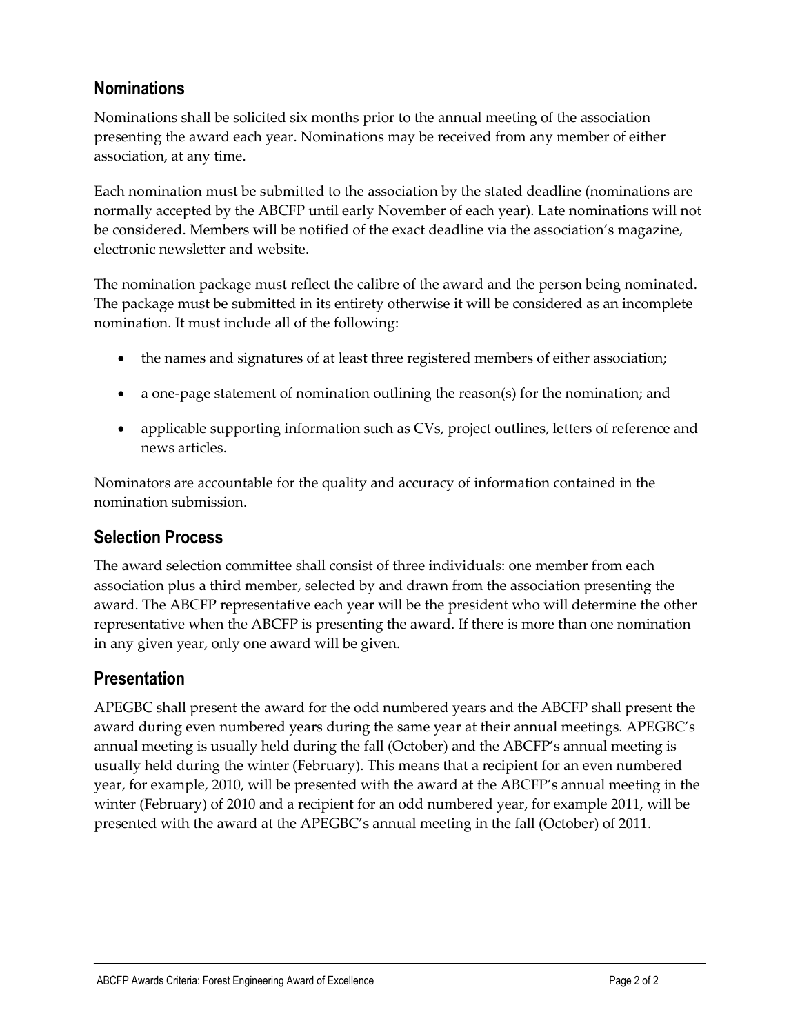## Nominations

Nominations shall be solicited six months prior to the annual meeting of the association presenting the award each year. Nominations may be received from any member of either association, at any time.

Each nomination must be submitted to the association by the stated deadline (nominations are normally accepted by the ABCFP until early November of each year). Late nominations will not be considered. Members will be notified of the exact deadline via the association's magazine, electronic newsletter and website.

The nomination package must reflect the calibre of the award and the person being nominated. The package must be submitted in its entirety otherwise it will be considered as an incomplete nomination. It must include all of the following:

- the names and signatures of at least three registered members of either association;
- a one-page statement of nomination outlining the reason(s) for the nomination; and
- applicable supporting information such as CVs, project outlines, letters of reference and news articles.

Nominators are accountable for the quality and accuracy of information contained in the nomination submission.

## Selection Process

The award selection committee shall consist of three individuals: one member from each association plus a third member, selected by and drawn from the association presenting the award. The ABCFP representative each year will be the president who will determine the other representative when the ABCFP is presenting the award. If there is more than one nomination in any given year, only one award will be given.

## Presentation

APEGBC shall present the award for the odd numbered years and the ABCFP shall present the award during even numbered years during the same year at their annual meetings. APEGBC's annual meeting is usually held during the fall (October) and the ABCFP's annual meeting is usually held during the winter (February). This means that a recipient for an even numbered year, for example, 2010, will be presented with the award at the ABCFP's annual meeting in the winter (February) of 2010 and a recipient for an odd numbered year, for example 2011, will be presented with the award at the APEGBC's annual meeting in the fall (October) of 2011.